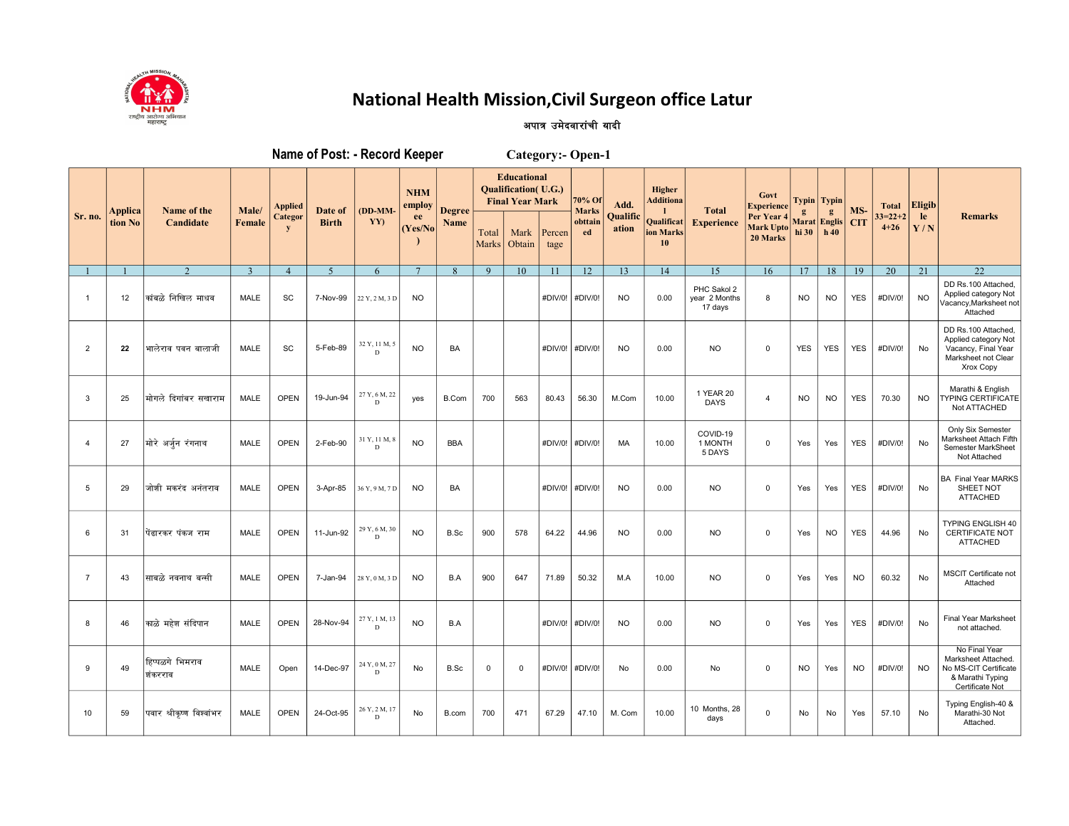# National Health Mission,Civil Surgeon office Latur

अपात्र उमेदवारांची यादी

**Name of Post: - Record Keeper** **Category:- Open-1**

| Sr. no. | Application No | Name of the Candidate | Male/ Female | Applied Category | Date of Birth | (DD-MM-YY) | NHM employee (Yes/No) | Degree Name | Educational Qualification( U.G.) Final Year Mark | | | 70% Of Marks obttained | Add. Qualification | Higher Additional Qualification Marks 10 | Total Experience | Govt Experience Per Year 4 Mark Upto 20 Marks | Typing Marathi 30 | Typing English 40 | MS-CIT | Total 33=22+24+26 | Eligible Y / N | Remarks |
|---|---|---|---|---|---|---|---|---|---|---|---|---|---|---|---|---|---|---|---|---|---|---|
| | | | | | | | | | Total Marks | Mark Obtain | Percentage | | | | | | | | | | | |
| 1 | 1 | 2 | 3 | 4 | 5 | 6 | 7 | 8 | 9 | 10 | 11 | 12 | 13 | 14 | 15 | 16 | 17 | 18 | 19 | 20 | 21 | 22 |
| 1 | 12 | कांबळे निखिल माधव | MALE | SC | 7-Nov-99 | 22 Y, 2 M, 3 D | NO | | | | #DIV/0! | #DIV/0! | NO | 0.00 | PHC Sakol 2 year 2 Months 17 days | 8 | NO | NO | YES | #DIV/0! | NO | DD Rs.100 Attached, Applied category Not Vacancy,Marksheet not Attached |
| 2 | 22 | भालेराव पवन बालाजी | MALE | SC | 5-Feb-89 | 32 Y, 11 M, 5 D | NO | BA | | | #DIV/0! | #DIV/0! | NO | 0.00 | NO | 0 | YES | YES | YES | #DIV/0! | No | DD Rs.100 Attached, Applied category Not Vacancy, Final Year Marksheet not Clear Xrox Copy |
| 3 | 25 | मोगले दिगांबर सखाराम | MALE | OPEN | 19-Jun-94 | 27 Y, 6 M, 22 D | yes | B.Com | 700 | 563 | 80.43 | 56.30 | M.Com | 10.00 | 1 YEAR 20 DAYS | 4 | NO | NO | YES | 70.30 | NO | Marathi & English TYPING CERTIFICATE Not ATTACHED |
| 4 | 27 | मोरे अर्जुन रंगनाथ | MALE | OPEN | 2-Feb-90 | 31 Y, 11 M, 8 D | NO | BBA | | | #DIV/0! | #DIV/0! | MA | 10.00 | COVID-19 1 MONTH 5 DAYS | 0 | Yes | Yes | YES | #DIV/0! | No | Only Six Semester Marksheet Attach Fifth Semester MarkSheet Not Attached |
| 5 | 29 | जोशी मकरंद अनंतराव | MALE | OPEN | 3-Apr-85 | 36 Y, 9 M, 7 D | NO | BA | | | #DIV/0! | #DIV/0! | NO | 0.00 | NO | 0 | Yes | Yes | YES | #DIV/0! | No | BA Final Year MARKS SHEET NOT ATTACHED |
| 6 | 31 | पेंढारकर पंकज राम | MALE | OPEN | 11-Jun-92 | 29 Y, 6 M, 30 D | NO | B.Sc | 900 | 578 | 64.22 | 44.96 | NO | 0.00 | NO | 0 | Yes | NO | YES | 44.96 | No | TYPING ENGLISH 40 CERTIFICATE NOT ATTACHED |
| 7 | 43 | साबळे नवनाथ बन्सी | MALE | OPEN | 7-Jan-94 | 28 Y, 0 M, 3 D | NO | B.A | 900 | 647 | 71.89 | 50.32 | M.A | 10.00 | NO | 0 | Yes | Yes | NO | 60.32 | No | MSCIT Certificate not Attached |
| 8 | 46 | काळे महेश संदिपान | MALE | OPEN | 28-Nov-94 | 27 Y, 1 M, 13 D | NO | B.A | | | #DIV/0! | #DIV/0! | NO | 0.00 | NO | 0 | Yes | Yes | YES | #DIV/0! | No | Final Year Marksheet not attached. |
| 9 | 49 | हिप्पळगे भिमराव शंकरराव | MALE | Open | 14-Dec-97 | 24 Y, 0 M, 27 D | No | B.Sc | 0 | 0 | #DIV/0! | #DIV/0! | No | 0.00 | No | 0 | NO | Yes | NO | #DIV/0! | NO | No Final Year Marksheet Attached. No MS-CIT Certificate & Marathi Typing Certificate Not |
| 10 | 59 | पवार श्रीकृष्ण विश्वांभर | MALE | OPEN | 24-Oct-95 | 26 Y, 2 M, 17 D | No | B.com | 700 | 471 | 67.29 | 47.10 | M. Com | 10.00 | 10 Months, 28 days | 0 | No | No | Yes | 57.10 | No | Typing English-40 & Marathi-30 Not Attached. |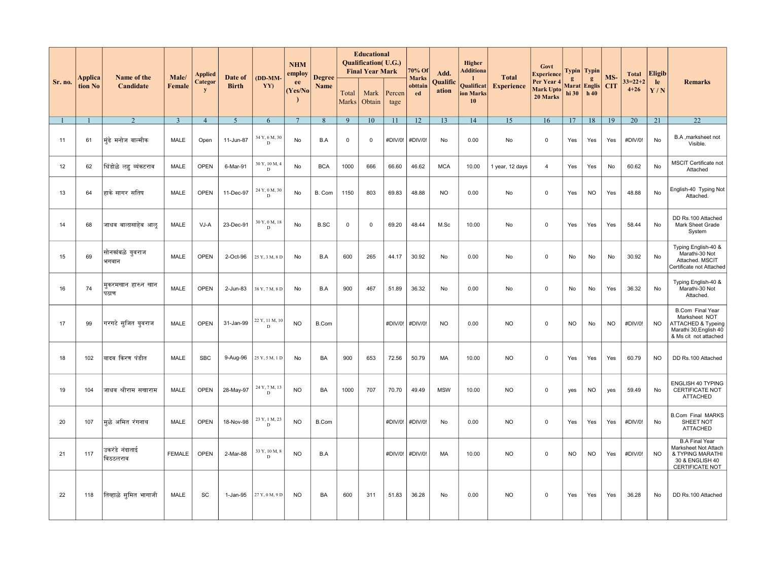| Sr. no. | Application No | Name of the Candidate | Male/ Female | Applied Category | Date of Birth | (DD-MM-YY) | NHM employee (Yes/No) | Degree Name | Educational Qualification( U.G.) Final Year Mark | | | 70% Of Marks obttained | Add. Qualification | Higher Additional Qualification Marks 10 | Total Experience | Govt Experience Per Year 4 Mark Upto 20 Marks | Typing Marathi 30 | Typing English 40 | MS-CIT | Total 33=22+24+26 | Eligible Y / N | Remarks |
|---|---|---|---|---|---|---|---|---|---|---|---|---|---|---|---|---|---|---|---|---|---|---|
| | | | | | | | | | Total Marks | Mark Obtain | Percentage | | | | | | | | | | | |
| 1 | 1 | 2 | 3 | 4 | 5 | 6 | 7 | 8 | 9 | 10 | 11 | 12 | 13 | 14 | 15 | 16 | 17 | 18 | 19 | 20 | 21 | 22 |
| 11 | 61 | मुंढे मनोज वाल्मीक | MALE | Open | 11-Jun-87 | 34 Y, 6 M, 30 D | No | B.A | 0 | 0 | #DIV/0! | #DIV/0! | No | 0.00 | No | 0 | Yes | Yes | Yes | #DIV/0! | No | B.A ,marksheet not Visible. |
| 12 | 62 | थिंडोळे लहु व्यंकटराव | MALE | OPEN | 6-Mar-91 | 30 Y, 10 M, 4 D | No | BCA | 1000 | 666 | 66.60 | 46.62 | MCA | 10.00 | 1 year, 12 days | 4 | Yes | Yes | No | 60.62 | No | MSCIT Certificate not Attached |
| 13 | 64 | हाके सागर सतिष | MALE | OPEN | 11-Dec-97 | 24 Y, 0 M, 30 D | No | B. Com | 1150 | 803 | 69.83 | 48.88 | NO | 0.00 | No | 0 | Yes | NO | Yes | 48.88 | No | English-40 Typing Not Attached. |
| 14 | 68 | जाधव बालासाहेब आलू | MALE | VJ-A | 23-Dec-91 | 30 Y, 0 M, 18 D | No | B.SC | 0 | 0 | 69.20 | 48.44 | M.Sc | 10.00 | No | 0 | Yes | Yes | Yes | 58.44 | No | DD Rs.100 Attached Mark Sheet Grade System |
| 15 | 69 | सोनकांबळे युवराज भगवान | MALE | OPEN | 2-Oct-96 | 25 Y, 3 M, 8 D | No | B.A | 600 | 265 | 44.17 | 30.92 | No | 0.00 | No | 0 | No | No | No | 30.92 | No | Typing English-40 & Marathi-30 Not Attached. MSCIT Certificate not Attached |
| 16 | 74 | मुकरमखान हारुन खान पठाण | MALE | OPEN | 2-Jun-83 | 38 Y, 7 M, 8 D | No | B.A | 900 | 467 | 51.89 | 36.32 | No | 0.00 | No | 0 | No | No | Yes | 36.32 | No | Typing English-40 & Marathi-30 Not Attached. |
| 17 | 99 | गरगटे सुजित युवराज | MALE | OPEN | 31-Jan-99 | 22 Y, 11 M, 10 D | NO | B.Com | | | #DIV/0! | #DIV/0! | NO | 0.00 | NO | 0 | NO | No | NO | #DIV/0! | NO | B.Com Final Year Marksheet NOT ATTACHED & Typeing Marathi 30,English 40 & Ms cit not attached |
| 18 | 102 | यादव किरण पंडीत | MALE | SBC | 9-Aug-96 | 25 Y, 5 M, 1 D | No | BA | 900 | 653 | 72.56 | 50.79 | MA | 10.00 | NO | 0 | Yes | Yes | Yes | 60.79 | NO | DD Rs.100 Attached |
| 19 | 104 | जाधव श्रीराम सखाराम | MALE | OPEN | 28-May-97 | 24 Y, 7 M, 13 D | NO | BA | 1000 | 707 | 70.70 | 49.49 | MSW | 10.00 | NO | 0 | yes | NO | yes | 59.49 | No | ENGLISH 40 TYPING CERTIFICATE NOT ATTACHED |
| 20 | 107 | मुळे अमित रंगनाथ | MALE | OPEN | 18-Nov-98 | 23 Y, 1 M, 23 D | NO | B.Com | | | #DIV/0! | #DIV/0! | No | 0.00 | NO | 0 | Yes | Yes | Yes | #DIV/0! | No | B.Com Final MARKS SHEET NOT ATTACHED |
| 21 | 117 | उकरंडे नंदाताई बिठ्ठलराव | FEMALE | OPEN | 2-Mar-88 | 33 Y, 10 M, 8 D | NO | B.A | | | #DIV/0! | #DIV/0! | MA | 10.00 | NO | 0 | NO | NO | Yes | #DIV/0! | NO | B.A Final Year Marksheet Not Attach & TYPING MARATHI 30 & ENGLISH 40 CERTIFICATE NOT |
| 22 | 118 | तिव्हाळे सुमित भागाजी | MALE | SC | 1-Jan-95 | 27 Y, 0 M, 9 D | NO | BA | 600 | 311 | 51.83 | 36.28 | No | 0.00 | NO | 0 | Yes | Yes | Yes | 36.28 | No | DD Rs.100 Attached |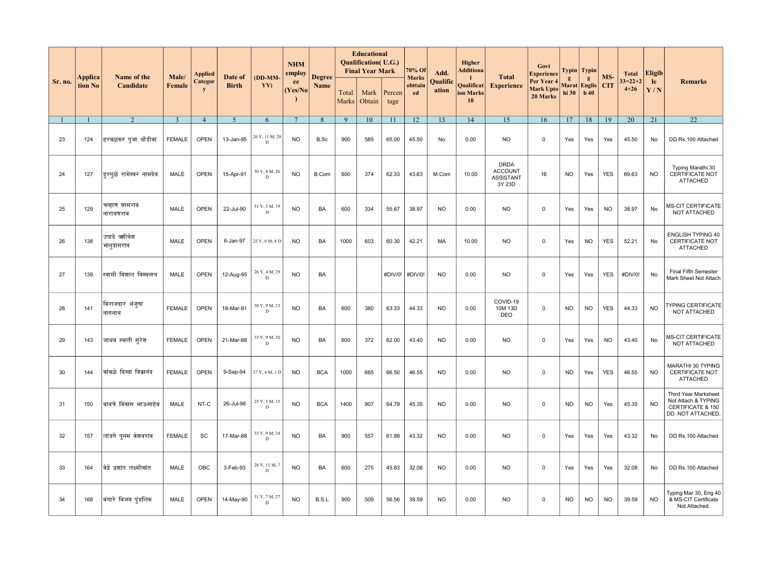| Sr. no. | Application No | Name of the Candidate | Male/ Female | Applied Category | Date of Birth | (DD-MM-YY) | NHM employee (Yes/No) | Degree Name | Educational Qualification( U.G.) Final Year Mark | | | 70% Of Marks obttained | Add. Qualification | Higher Additional Qualification Marks 10 | Total Experience | Govt Experience Per Year 4 Mark Upto 20 Marks | Typing Marathi 30 | Typing English 40 | MS-CIT | Total 33=22+24+26 | Eligible Y / N | Remarks |
|---|---|---|---|---|---|---|---|---|---|---|---|---|---|---|---|---|---|---|---|---|---|---|
| | | | | | | | | | Total Marks | Mark Obtain | Percentage | | | | | | | | | | | |
| 1 | 1 | 2 | 3 | 4 | 5 | 6 | 7 | 8 | 9 | 10 | 11 | 12 | 13 | 14 | 15 | 16 | 17 | 18 | 19 | 20 | 21 | 22 |
| 23 | 124 | हरबळकर पूजा धोंडीबा | FEMALE | OPEN | 13-Jan-95 | 26 Y, 11 M, 28 D | NO | B.Sc | 900 | 585 | 65.00 | 45.50 | No | 0.00 | NO | 0 | Yes | Yes | Yes | 45.50 | No | DD Rs.100 Attached |
| 24 | 127 | दुरगुळे रामेश्वर नामदेव | MALE | OPEN | 15-Apr-91 | 30 Y, 8 M, 26 D | NO | B.Com | 600 | 374 | 62.33 | 43.63 | M.Com | 10.00 | DRDA ACCOUNT ASSISTANT 3Y 23D | 16 | NO | Yes | YES | 69.63 | NO | Typing Marathi 30 CERTIFICATE NOT ATTACHED |
| 25 | 129 | चव्हाण शामराव नारायणराव | MALE | OPEN | 22-Jul-90 | 31 Y, 5 M, 19 D | NO | BA | 600 | 334 | 55.67 | 38.97 | NO | 0.00 | NO | 0 | Yes | Yes | NO | 38.97 | No | MS-CIT CERTIFICATE NOT ATTACHED |
| 26 | 138 | उपाडे ऋषीकेश भानुदासराव | MALE | OPEN | 6-Jan-97 | 25 Y, 0 M, 4 D | NO | BA | 1000 | 603 | 60.30 | 42.21 | MA | 10.00 | NO | 0 | Yes | NO | YES | 52.21 | No | ENGLISH TYPING 40 CERTIFICATE NOT ATTACHED |
| 27 | 139 | स्वामी विशाल विश्वनाथ | MALE | OPEN | 12-Aug-95 | 26 Y, 4 M, 29 D | NO | BA | | | #DIV/0! | #DIV/0! | NO | 0.00 | NO | 0 | Yes | Yes | YES | #DIV/0! | No | Final Fifth Semester Mark Sheet Not Attach |
| 28 | 141 | बिराजदार अंजुषा नागनाथ | FEMALE | OPEN | 18-Mar-91 | 30 Y, 9 M, 23 D | NO | BA | 600 | 380 | 63.33 | 44.33 | NO | 0.00 | COVID-19 10M 13D DEO | 0 | NO | NO | YES | 44.33 | NO | TYPING CERTIFICATE NOT ATTACHED |
| 29 | 143 | जाधव स्वाती सुरेश | FEMALE | OPEN | 21-Mar-88 | 33 Y, 9 M, 20 D | NO | BA | 600 | 372 | 62.00 | 43.40 | NO | 0.00 | NO | 0 | Yes | Yes | NO | 43.40 | No | MS-CIT CERTIFICATE NOT ATTACHED |
| 30 | 144 | कांबळे दिव्या विक्रानंद | FEMALE | OPEN | 9-Sep-94 | 27 Y, 4 M, 1 D | NO | BCA | 1000 | 665 | 66.50 | 46.55 | NO | 0.00 | NO | 0 | NO | Yes | YES | 46.55 | NO | MARATHI 30 TYPING CERTIFICATE NOT ATTACHED |
| 31 | 150 | बावचे विकास भाऊसाहेब | MALE | NT-C | 26-Jul-96 | 25 Y, 5 M, 15 D | NO | BCA | 1400 | 907 | 64.79 | 45.35 | NO | 0.00 | NO | 0 | NO | NO | Yes | 45.35 | NO | Third Year Marksheet Not Attach & TYPING CERTIFICATE & 150 DD NOT ATTACHED, |
| 32 | 157 | लांडगे पूनम केशवराव | FEMALE | SC | 17-Mar-88 | 33 Y, 9 M, 24 D | NO | BA | 900 | 557 | 61.89 | 43.32 | NO | 0.00 | NO | 0 | Yes | Yes | Yes | 43.32 | No | DD Rs.100 Attached |
| 33 | 164 | बेद्रे प्रशांत लक्ष्मीकांत | MALE | OBC | 3-Feb-93 | 28 Y, 11 M, 7 D | NO | BA | 600 | 275 | 45.83 | 32.08 | NO | 0.00 | NO | 0 | Yes | Yes | Yes | 32.08 | No | DD Rs.100 Attached |
| 34 | 168 | बंगारे विजय पुंडलिक | MALE | OPEN | 14-May-90 | 31 Y, 7 M, 27 D | NO | B.S.L | 900 | 509 | 56.56 | 39.59 | NO | 0.00 | NO | 0 | NO | NO | NO | 39.59 | NO | Typing Mar 30, Eng 40 & MS-CIT Certificate Not Attached. |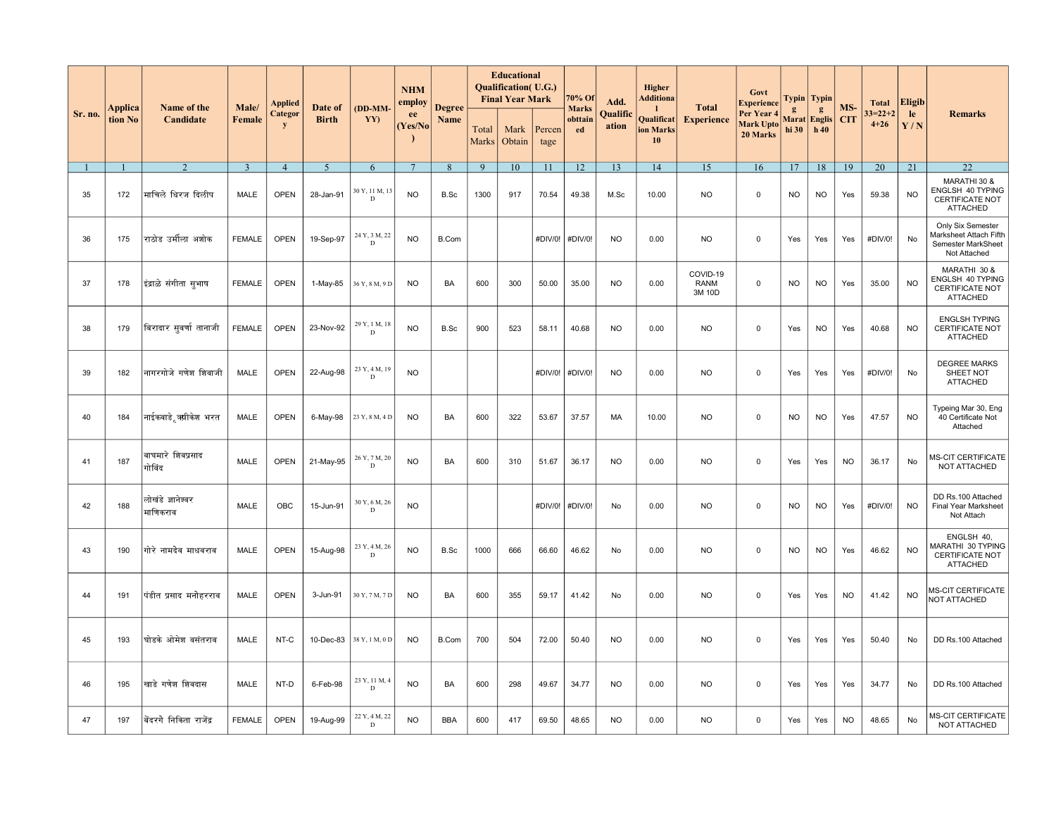| Sr. no. | Application No | Name of the Candidate | Male/ Female | Applied Category | Date of Birth | (DD-MM-YY) | NHM employee (Yes/No) | Degree Name | Educational Qualification( U.G.) Final Year Mark | | | 70% Of Marks obttained | Add. Qualification | Higher Additional Qualification Marks 10 | Total Experience | Govt Experience Per Year 4 Mark Upto 20 Marks | Typing Marathi 30 | Typing English 40 | MS-CIT | Total 33=22+24+26 | Eligible Y / N | Remarks |
|---|---|---|---|---|---|---|---|---|---|---|---|---|---|---|---|---|---|---|---|---|---|---|
| | | | | | | | | | Total Marks | Mark Obtain | Percentage | | | | | | | | | | | |
| 1 | 1 | 2 | 3 | 4 | 5 | 6 | 7 | 8 | 9 | 10 | 11 | 12 | 13 | 14 | 15 | 16 | 17 | 18 | 19 | 20 | 21 | 22 |
| 35 | 172 | माचिले धिरज दिलीप | MALE | OPEN | 28-Jan-91 | 30 Y, 11 M, 13 D | NO | B.Sc | 1300 | 917 | 70.54 | 49.38 | M.Sc | 10.00 | NO | 0 | NO | NO | Yes | 59.38 | NO | MARATHI 30 & ENGLSH 40 TYPING CERTIFICATE NOT ATTACHED |
| 36 | 175 | राठोड उर्मीला अशोक | FEMALE | OPEN | 19-Sep-97 | 24 Y, 3 M, 22 D | NO | B.Com | | | #DIV/0! | #DIV/0! | NO | 0.00 | NO | 0 | Yes | Yes | Yes | #DIV/0! | No | Only Six Semester Marksheet Attach Fifth Semester MarkSheet Not Attached |
| 37 | 178 | इंद्राळे संगीता सुभाष | FEMALE | OPEN | 1-May-85 | 36 Y, 8 M, 9 D | NO | BA | 600 | 300 | 50.00 | 35.00 | NO | 0.00 | COVID-19 RANM 3M 10D | 0 | NO | NO | Yes | 35.00 | NO | MARATHI 30 & ENGLSH 40 TYPING CERTIFICATE NOT ATTACHED |
| 38 | 179 | बिरादार सुवर्णा तानाजी | FEMALE | OPEN | 23-Nov-92 | 29 Y, 1 M, 18 D | NO | B.Sc | 900 | 523 | 58.11 | 40.68 | NO | 0.00 | NO | 0 | Yes | NO | Yes | 40.68 | NO | ENGLSH TYPING CERTIFICATE NOT ATTACHED |
| 39 | 182 | नागरगोजे गणेश शिवाजी | MALE | OPEN | 22-Aug-98 | 23 Y, 4 M, 19 D | NO | | | | #DIV/0! | #DIV/0! | NO | 0.00 | NO | 0 | Yes | Yes | Yes | #DIV/0! | No | DEGREE MARKS SHEET NOT ATTACHED |
| 40 | 184 | नाईकवाडे ऋषीकेश भरत | MALE | OPEN | 6-May-98 | 23 Y, 8 M, 4 D | NO | BA | 600 | 322 | 53.67 | 37.57 | MA | 10.00 | NO | 0 | NO | NO | Yes | 47.57 | NO | Typeing Mar 30, Eng 40 Certificate Not Attached |
| 41 | 187 | वाघमारे शिवप्रसाद गोविंद | MALE | OPEN | 21-May-95 | 26 Y, 7 M, 20 D | NO | BA | 600 | 310 | 51.67 | 36.17 | NO | 0.00 | NO | 0 | Yes | Yes | NO | 36.17 | No | MS-CIT CERTIFICATE NOT ATTACHED |
| 42 | 188 | लोखंडे ज्ञानेश्वर माणिकराव | MALE | OBC | 15-Jun-91 | 30 Y, 6 M, 26 D | NO | | | | #DIV/0! | #DIV/0! | No | 0.00 | NO | 0 | NO | NO | Yes | #DIV/0! | NO | DD Rs.100 Attached Final Year Marksheet Not Attach |
| 43 | 190 | गोरे नामदेव माधवराव | MALE | OPEN | 15-Aug-98 | 23 Y, 4 M, 26 D | NO | B.Sc | 1000 | 666 | 66.60 | 46.62 | No | 0.00 | NO | 0 | NO | NO | Yes | 46.62 | NO | ENGLSH 40, MARATHI 30 TYPING CERTIFICATE NOT ATTACHED |
| 44 | 191 | पंडीत प्रसाद मनोहरराव | MALE | OPEN | 3-Jun-91 | 30 Y, 7 M, 7 D | NO | BA | 600 | 355 | 59.17 | 41.42 | No | 0.00 | NO | 0 | Yes | Yes | NO | 41.42 | NO | MS-CIT CERTIFICATE NOT ATTACHED |
| 45 | 193 | घोडके ओमेश वसंतराव | MALE | NT-C | 10-Dec-83 | 38 Y, 1 M, 0 D | NO | B.Com | 700 | 504 | 72.00 | 50.40 | NO | 0.00 | NO | 0 | Yes | Yes | Yes | 50.40 | No | DD Rs.100 Attached |
| 46 | 195 | खाडे गणेश शिवदास | MALE | NT-D | 6-Feb-98 | 23 Y, 11 M, 4 D | NO | BA | 600 | 298 | 49.67 | 34.77 | NO | 0.00 | NO | 0 | Yes | Yes | Yes | 34.77 | No | DD Rs.100 Attached |
| 47 | 197 | बेंदरगे निकिता राजेंद्र | FEMALE | OPEN | 19-Aug-99 | 22 Y, 4 M, 22 D | NO | BBA | 600 | 417 | 69.50 | 48.65 | NO | 0.00 | NO | 0 | Yes | Yes | NO | 48.65 | No | MS-CIT CERTIFICATE NOT ATTACHED |